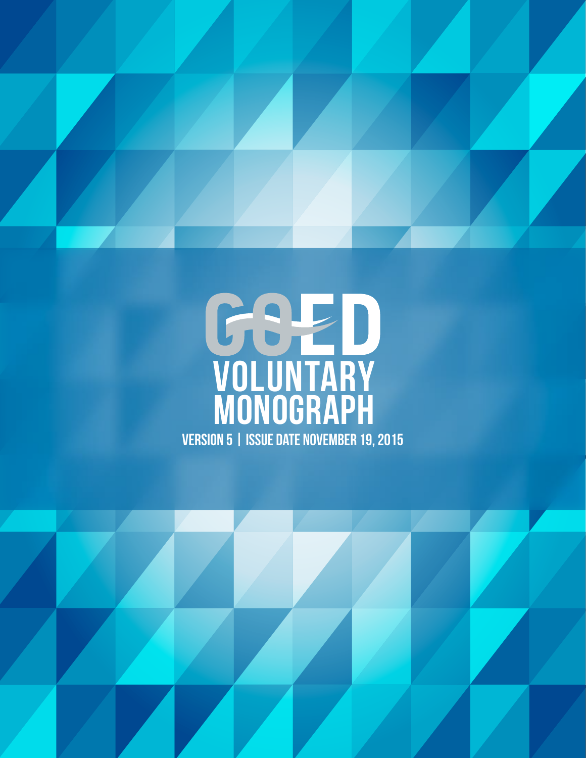# GOED

# VOLUNTARY MONOGRAPH

**VERSION 5 | ISSUE DATE NOVEMBER 19, 2015**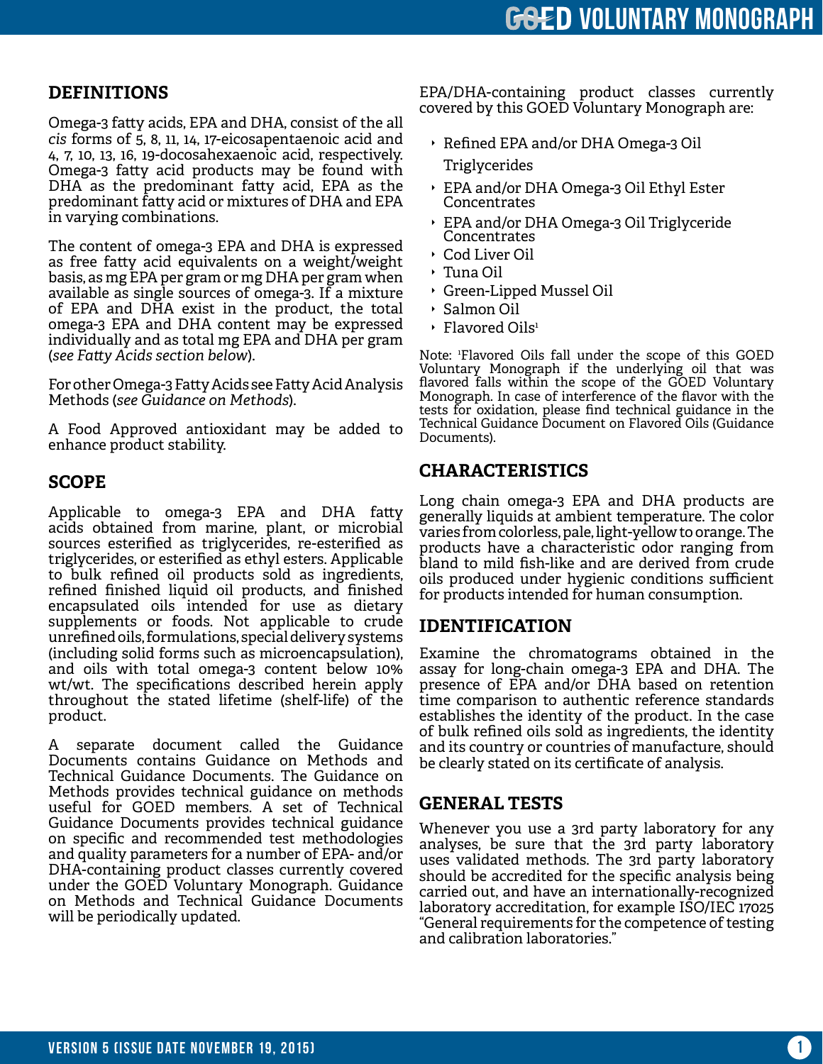## DEFINITIONS

Omega-3 fatty acids, EPA and DHA, consist of the all *cis* forms of 5, 8, 11, 14, 17-eicosapentaenoic acid and 4, 7, 10, 13, 16, 19-docosahexaenoic acid, respectively. Omega-3 fatty acid products may be found with DHA as the predominant fatty acid, EPA as the predominant fatty acid or mixtures of DHA and EPA in varying combinations.

The content of omega-3 EPA and DHA is expressed as free fatty acid equivalents on a weight/weight basis, as mg EPA per gram or mg DHA per gram when available as single sources of omega-3. If a mixture of EPA and DHA exist in the product, the total omega-3 EPA and DHA content may be expressed individually and as total mg EPA and DHA per gram (*see Fatty Acids section below*).

For other Omega-3 Fatty Acids see Fatty Acid Analysis Methods (*see Guidance on Methods*).

A Food Approved antioxidant may be added to enhance product stability.

## SCOPE

Applicable to omega-3 EPA and DHA fatty acids obtained from marine, plant, or microbial sources esterified as triglycerides, re-esterified as triglycerides, or esterified as ethyl esters. Applicable to bulk refined oil products sold as ingredients, refined finished liquid oil products, and finished encapsulated oils intended for use as dietary supplements or foods. Not applicable to crude unrefined oils, formulations, special delivery systems (including solid forms such as microencapsulation), and oils with total omega-3 content below 10% wt/wt. The specifications described herein apply throughout the stated lifetime (shelf-life) of the product.

A separate document called the Guidance Documents contains Guidance on Methods and Technical Guidance Documents. The Guidance on Methods provides technical guidance on methods useful for GOED members. A set of Technical Guidance Documents provides technical guidance on specific and recommended test methodologies and quality parameters for a number of EPA- and/or DHA-containing product classes currently covered under the GOED Voluntary Monograph. Guidance on Methods and Technical Guidance Documents will be periodically updated.

EPA/DHA-containing product classes currently covered by this GOED Voluntary Monograph are:

- Refined EPA and/or DHA Omega-3 Oil Triglycerides
- EPA and/or DHA Omega-3 Oil Ethyl Ester Concentrates
- EPA and/or DHA Omega-3 Oil Triglyceride Concentrates
- Cod Liver Oil
- Tuna Oil
- Green-Lipped Mussel Oil
- Salmon Oil
- Flavored Oils[1]

Note: [1]Flavored Oils fall under the scope of this GOED Voluntary Monograph if the underlying oil that was flavored falls within the scope of the GOED Voluntary Monograph. In case of interference of the flavor with the tests for oxidation, please find technical guidance in the Technical Guidance Document on Flavored Oils (Guidance Documents).

## CHARACTERISTICS

Long chain omega-3 EPA and DHA products are generally liquids at ambient temperature. The color varies from colorless, pale, light-yellow to orange. The products have a characteristic odor ranging from bland to mild fish-like and are derived from crude oils produced under hygienic conditions sufficient for products intended for human consumption.

## IDENTIFICATION

Examine the chromatograms obtained in the assay for long-chain omega-3 EPA and DHA. The presence of EPA and/or DHA based on retention time comparison to authentic reference standards establishes the identity of the product. In the case of bulk refined oils sold as ingredients, the identity and its country or countries of manufacture, should be clearly stated on its certificate of analysis.

## GENERAL TESTS

Whenever you use a 3rd party laboratory for any analyses, be sure that the 3rd party laboratory uses validated methods. The 3rd party laboratory should be accredited for the specific analysis being carried out, and have an internationally-recognized laboratory accreditation, for example ISO/IEC 17025 "General requirements for the competence of testing and calibration laboratories."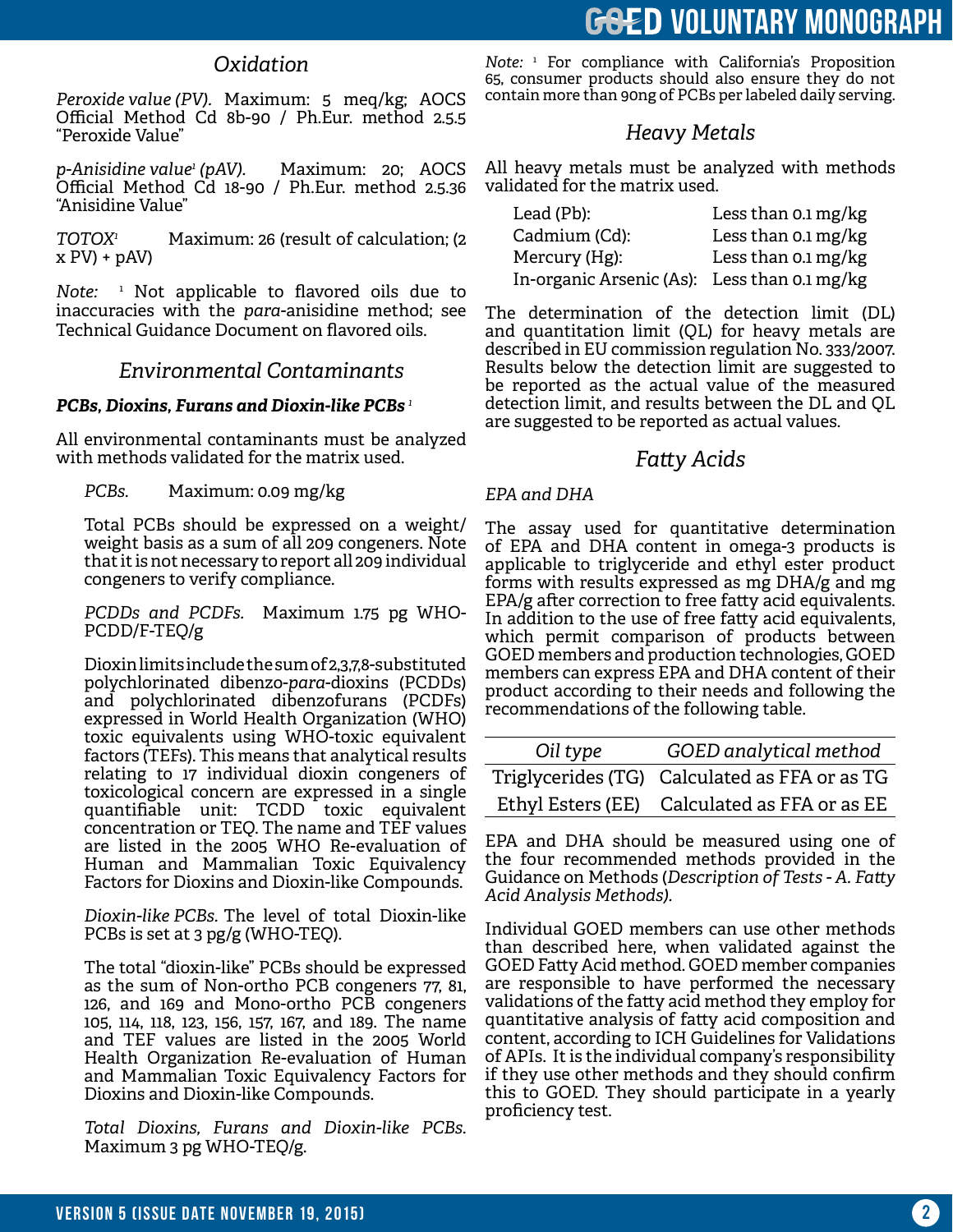### Oxidation

*Peroxide value (PV).* Maximum: 5 meq/kg; AOCS Official Method Cd 8b-90 / Ph.Eur. method 2.5.5 "Peroxide Value"

*p-Anisidine value[1] (pAV).* Maximum: 20; AOCS Official Method Cd 18-90 / Ph.Eur. method 2.5.36 "Anisidine Value"

*TOTOX[1]* Maximum: 26 (result of calculation; (2 x PV) + pAV)

*Note:* [1] Not applicable to flavored oils due to inaccuracies with the *para*-anisidine method; see Technical Guidance Document on flavored oils.

### Environmental Contaminants

***PCBs, Dioxins, Furans and Dioxin-like PCBs*** [1]

All environmental contaminants must be analyzed with methods validated for the matrix used.

*PCBs.* Maximum: 0.09 mg/kg

Total PCBs should be expressed on a weight/weight basis as a sum of all 209 congeners. Note that it is not necessary to report all 209 individual congeners to verify compliance.

*PCDDs and PCDFs.* Maximum 1.75 pg WHO-PCDD/F-TEQ/g

Dioxin limits include the sum of 2,3,7,8-substituted polychlorinated dibenzo-*para*-dioxins (PCDDs) and polychlorinated dibenzofurans (PCDFs) expressed in World Health Organization (WHO) toxic equivalents using WHO-toxic equivalent factors (TEFs). This means that analytical results relating to 17 individual dioxin congeners of toxicological concern are expressed in a single quantifiable unit: TCDD toxic equivalent concentration or TEQ. The name and TEF values are listed in the 2005 WHO Re-evaluation of Human and Mammalian Toxic Equivalency Factors for Dioxins and Dioxin-like Compounds.

*Dioxin-like PCBs.* The level of total Dioxin-like PCBs is set at 3 pg/g (WHO-TEQ).

The total "dioxin-like" PCBs should be expressed as the sum of Non-ortho PCB congeners 77, 81, 126, and 169 and Mono-ortho PCB congeners 105, 114, 118, 123, 156, 157, 167, and 189. The name and TEF values are listed in the 2005 World Health Organization Re-evaluation of Human and Mammalian Toxic Equivalency Factors for Dioxins and Dioxin-like Compounds.

*Total Dioxins, Furans and Dioxin-like PCBs.* Maximum 3 pg WHO-TEQ/g.

*Note:* [1] For compliance with California's Proposition 65, consumer products should also ensure they do not contain more than 90ng of PCBs per labeled daily serving.

### Heavy Metals

All heavy metals must be analyzed with methods validated for the matrix used.

| | |
|---|---|
| Lead (Pb): | Less than 0.1 mg/kg |
| Cadmium (Cd): | Less than 0.1 mg/kg |
| Mercury (Hg): | Less than 0.1 mg/kg |
| In-organic Arsenic (As): | Less than 0.1 mg/kg |

The determination of the detection limit (DL) and quantitation limit (QL) for heavy metals are described in EU commission regulation No. 333/2007. Results below the detection limit are suggested to be reported as the actual value of the measured detection limit, and results between the DL and QL are suggested to be reported as actual values.

### Fatty Acids

*EPA and DHA*

The assay used for quantitative determination of EPA and DHA content in omega-3 products is applicable to triglyceride and ethyl ester product forms with results expressed as mg DHA/g and mg EPA/g after correction to free fatty acid equivalents. In addition to the use of free fatty acid equivalents, which permit comparison of products between GOED members and production technologies, GOED members can express EPA and DHA content of their product according to their needs and following the recommendations of the following table.

| *Oil type* | *GOED analytical method* |
|---|---|
| Triglycerides (TG) | Calculated as FFA or as TG |
| Ethyl Esters (EE) | Calculated as FFA or as EE |

EPA and DHA should be measured using one of the four recommended methods provided in the Guidance on Methods (*Description of Tests - A. Fatty Acid Analysis Methods).*

Individual GOED members can use other methods than described here, when validated against the GOED Fatty Acid method. GOED member companies are responsible to have performed the necessary validations of the fatty acid method they employ for quantitative analysis of fatty acid composition and content, according to ICH Guidelines for Validations of APIs. It is the individual company's responsibility if they use other methods and they should confirm this to GOED. They should participate in a yearly proficiency test.